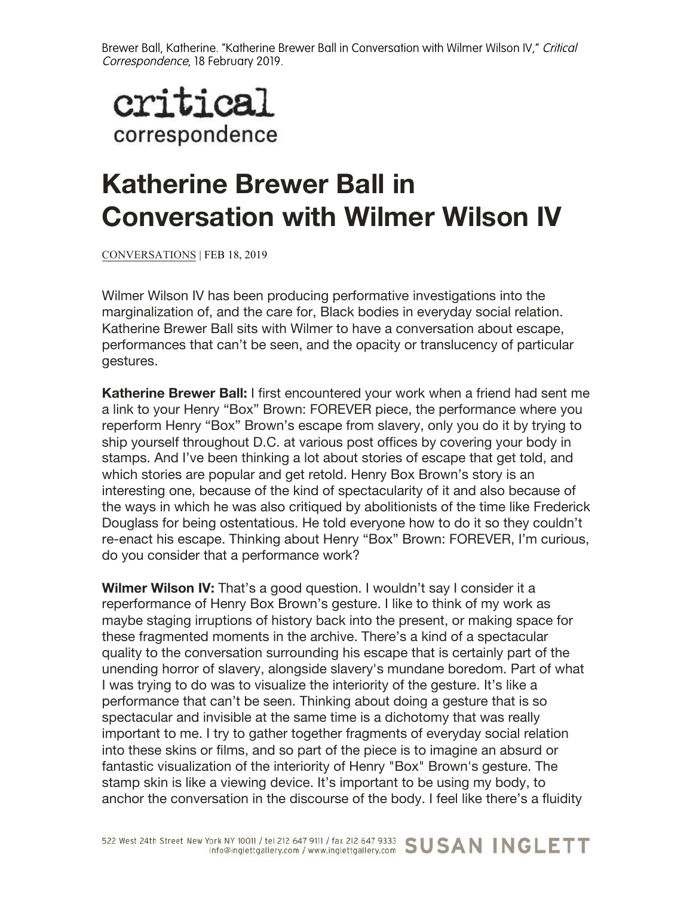Brewer Ball, Katherine. "Katherine Brewer Ball in Conversation with Wilmer Wilson IV," *Critical Correspondence*, 18 February 2019.

critical correspondence

# Katherine Brewer Ball in Conversation with Wilmer Wilson IV

CONVERSATIONS | FEB 18, 2019

Wilmer Wilson IV has been producing performative investigations into the marginalization of, and the care for, Black bodies in everyday social relation. Katherine Brewer Ball sits with Wilmer to have a conversation about escape, performances that can't be seen, and the opacity or translucency of particular gestures.

**Katherine Brewer Ball:** I first encountered your work when a friend had sent me a link to your Henry "Box" Brown: FOREVER piece, the performance where you reperform Henry "Box" Brown's escape from slavery, only you do it by trying to ship yourself throughout D.C. at various post offices by covering your body in stamps. And I've been thinking a lot about stories of escape that get told, and which stories are popular and get retold. Henry Box Brown's story is an interesting one, because of the kind of spectacularity of it and also because of the ways in which he was also critiqued by abolitionists of the time like Frederick Douglass for being ostentatious. He told everyone how to do it so they couldn't re-enact his escape. Thinking about Henry "Box" Brown: FOREVER, I'm curious, do you consider that a performance work?

**Wilmer Wilson IV:** That's a good question. I wouldn't say I consider it a reperformance of Henry Box Brown's gesture. I like to think of my work as maybe staging irruptions of history back into the present, or making space for these fragmented moments in the archive. There's a kind of a spectacular quality to the conversation surrounding his escape that is certainly part of the unending horror of slavery, alongside slavery's mundane boredom. Part of what I was trying to do was to visualize the interiority of the gesture. It's like a performance that can't be seen. Thinking about doing a gesture that is so spectacular and invisible at the same time is a dichotomy that was really important to me. I try to gather together fragments of everyday social relation into these skins or films, and so part of the piece is to imagine an absurd or fantastic visualization of the interiority of Henry "Box" Brown's gesture. The stamp skin is like a viewing device. It's important to be using my body, to anchor the conversation in the discourse of the body. I feel like there's a fluidity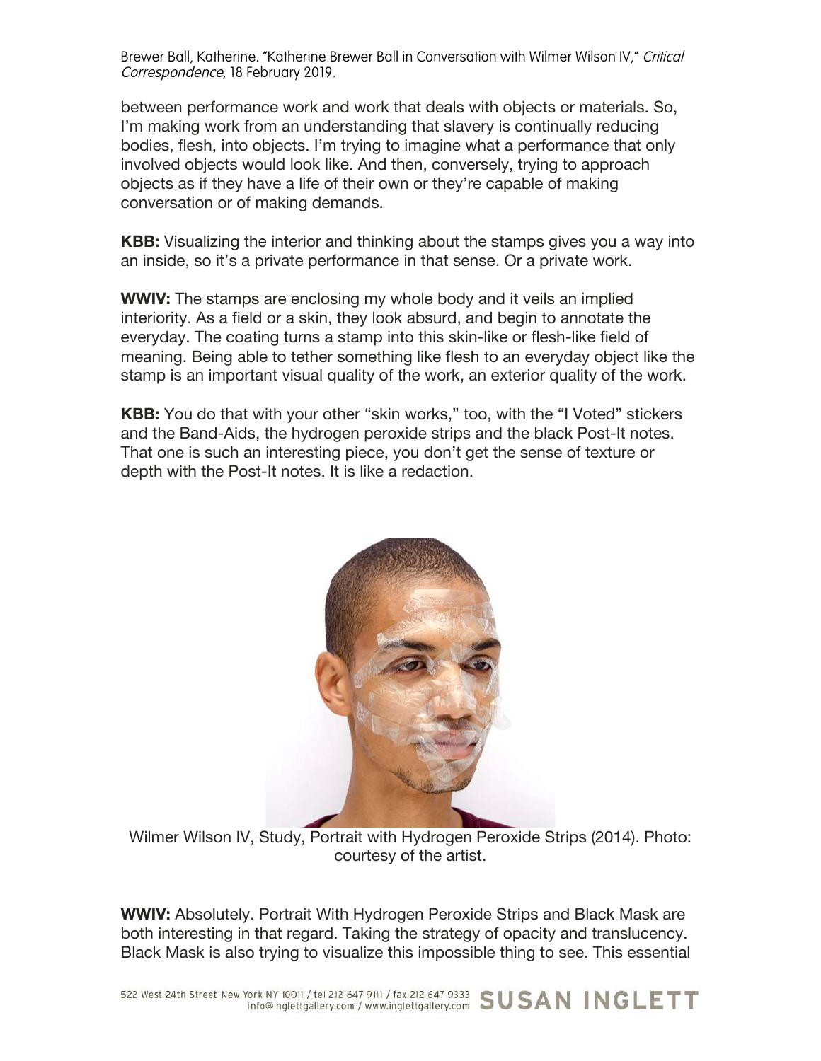between performance work and work that deals with objects or materials. So, I'm making work from an understanding that slavery is continually reducing bodies, flesh, into objects. I'm trying to imagine what a performance that only involved objects would look like. And then, conversely, trying to approach objects as if they have a life of their own or they're capable of making conversation or of making demands.

**KBB:** Visualizing the interior and thinking about the stamps gives you a way into an inside, so it's a private performance in that sense. Or a private work.

**WWIV:** The stamps are enclosing my whole body and it veils an implied interiority. As a field or a skin, they look absurd, and begin to annotate the everyday. The coating turns a stamp into this skin-like or flesh-like field of meaning. Being able to tether something like flesh to an everyday object like the stamp is an important visual quality of the work, an exterior quality of the work.

**KBB:** You do that with your other "skin works," too, with the "I Voted" stickers and the Band-Aids, the hydrogen peroxide strips and the black Post-It notes. That one is such an interesting piece, you don't get the sense of texture or depth with the Post-It notes. It is like a redaction.

Wilmer Wilson IV, Study, Portrait with Hydrogen Peroxide Strips (2014). Photo: courtesy of the artist.

**WWIV:** Absolutely. Portrait With Hydrogen Peroxide Strips and Black Mask are both interesting in that regard. Taking the strategy of opacity and translucency. Black Mask is also trying to visualize this impossible thing to see. This essential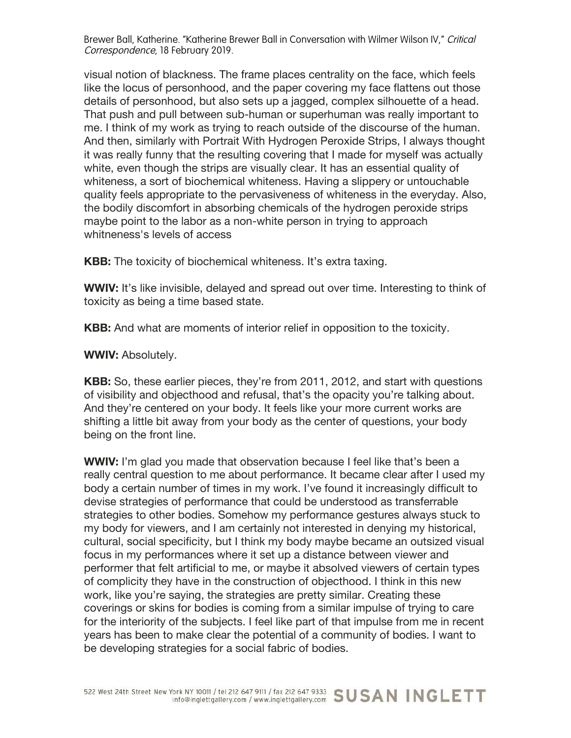visual notion of blackness. The frame places centrality on the face, which feels like the locus of personhood, and the paper covering my face flattens out those details of personhood, but also sets up a jagged, complex silhouette of a head. That push and pull between sub-human or superhuman was really important to me. I think of my work as trying to reach outside of the discourse of the human. And then, similarly with Portrait With Hydrogen Peroxide Strips, I always thought it was really funny that the resulting covering that I made for myself was actually white, even though the strips are visually clear. It has an essential quality of whiteness, a sort of biochemical whiteness. Having a slippery or untouchable quality feels appropriate to the pervasiveness of whiteness in the everyday. Also, the bodily discomfort in absorbing chemicals of the hydrogen peroxide strips maybe point to the labor as a non-white person in trying to approach whitneness's levels of access

**KBB:** The toxicity of biochemical whiteness. It's extra taxing.

**WWIV:** It's like invisible, delayed and spread out over time. Interesting to think of toxicity as being a time based state.

**KBB:** And what are moments of interior relief in opposition to the toxicity.

**WWIV:** Absolutely.

**KBB:** So, these earlier pieces, they're from 2011, 2012, and start with questions of visibility and objecthood and refusal, that's the opacity you're talking about. And they're centered on your body. It feels like your more current works are shifting a little bit away from your body as the center of questions, your body being on the front line.

**WWIV:** I'm glad you made that observation because I feel like that's been a really central question to me about performance. It became clear after I used my body a certain number of times in my work. I've found it increasingly difficult to devise strategies of performance that could be understood as transferrable strategies to other bodies. Somehow my performance gestures always stuck to my body for viewers, and I am certainly not interested in denying my historical, cultural, social specificity, but I think my body maybe became an outsized visual focus in my performances where it set up a distance between viewer and performer that felt artificial to me, or maybe it absolved viewers of certain types of complicity they have in the construction of objecthood. I think in this new work, like you're saying, the strategies are pretty similar. Creating these coverings or skins for bodies is coming from a similar impulse of trying to care for the interiority of the subjects. I feel like part of that impulse from me in recent years has been to make clear the potential of a community of bodies. I want to be developing strategies for a social fabric of bodies.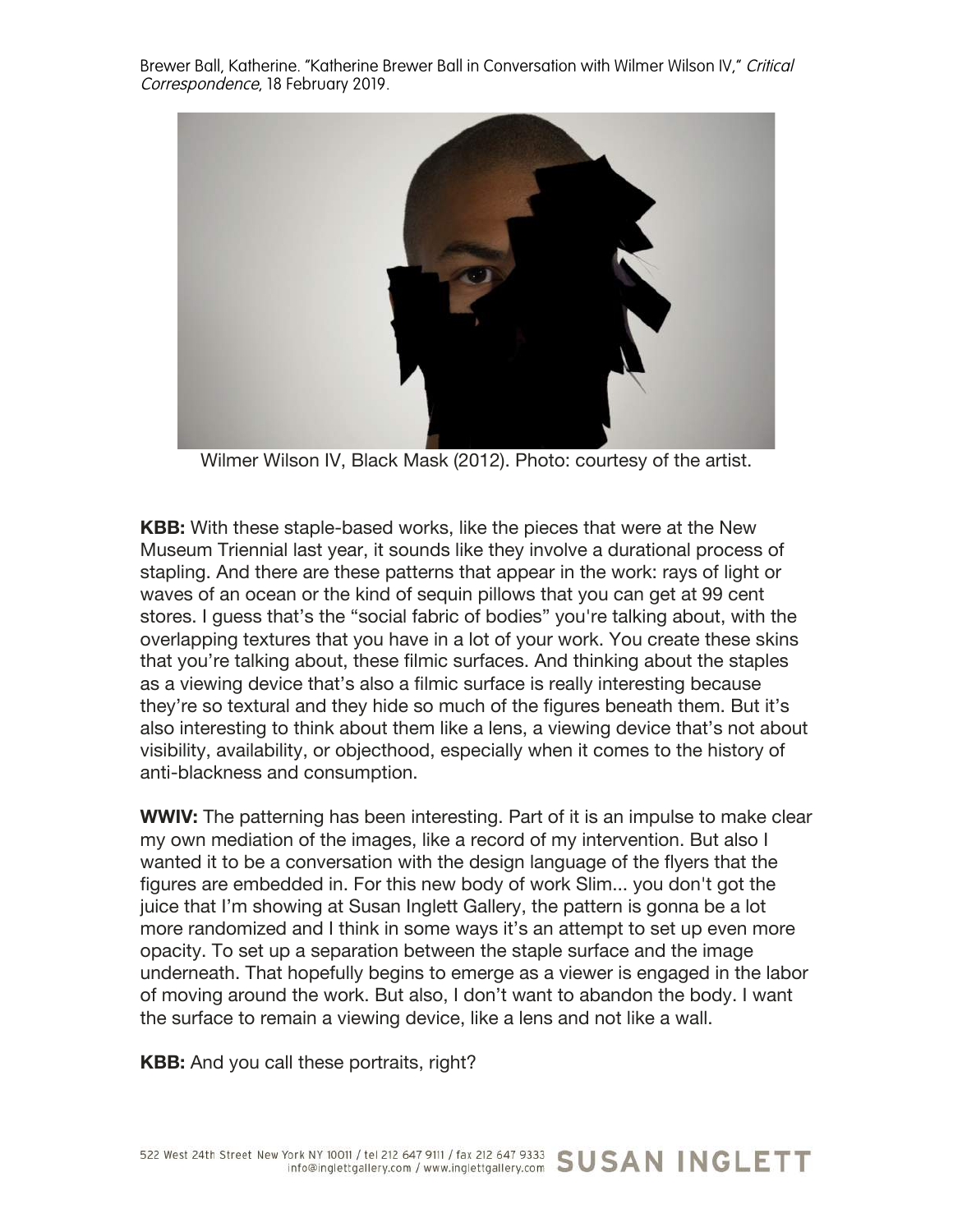Wilmer Wilson IV, Black Mask (2012). Photo: courtesy of the artist.

**KBB:** With these staple-based works, like the pieces that were at the New Museum Triennial last year, it sounds like they involve a durational process of stapling. And there are these patterns that appear in the work: rays of light or waves of an ocean or the kind of sequin pillows that you can get at 99 cent stores. I guess that's the "social fabric of bodies" you're talking about, with the overlapping textures that you have in a lot of your work. You create these skins that you're talking about, these filmic surfaces. And thinking about the staples as a viewing device that's also a filmic surface is really interesting because they're so textural and they hide so much of the figures beneath them. But it's also interesting to think about them like a lens, a viewing device that's not about visibility, availability, or objecthood, especially when it comes to the history of anti-blackness and consumption.

**WWIV:** The patterning has been interesting. Part of it is an impulse to make clear my own mediation of the images, like a record of my intervention. But also I wanted it to be a conversation with the design language of the flyers that the figures are embedded in. For this new body of work Slim... you don't got the juice that I'm showing at Susan Inglett Gallery, the pattern is gonna be a lot more randomized and I think in some ways it's an attempt to set up even more opacity. To set up a separation between the staple surface and the image underneath. That hopefully begins to emerge as a viewer is engaged in the labor of moving around the work. But also, I don't want to abandon the body. I want the surface to remain a viewing device, like a lens and not like a wall.

**KBB:** And you call these portraits, right?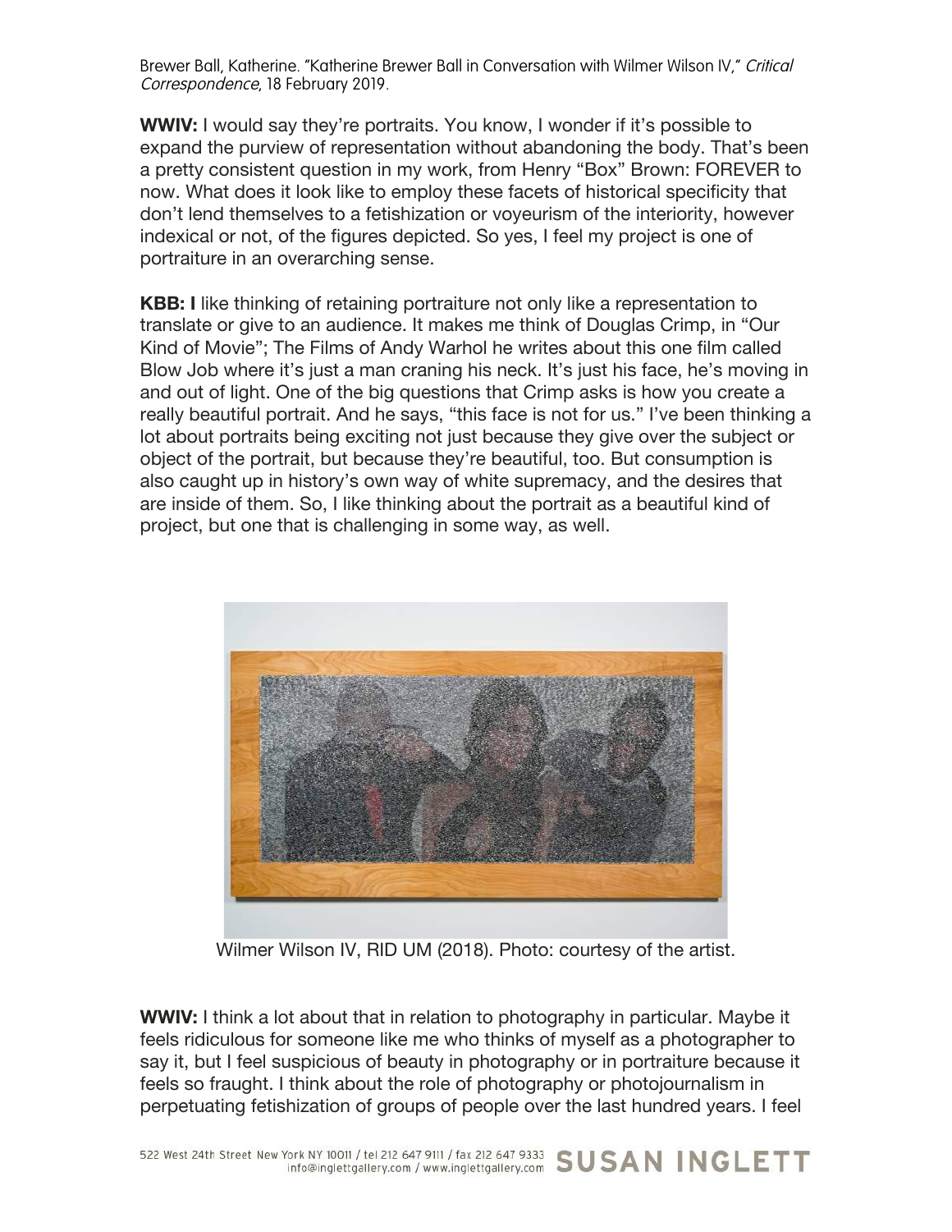**WWIV:** I would say they're portraits. You know, I wonder if it's possible to expand the purview of representation without abandoning the body. That's been a pretty consistent question in my work, from Henry "Box" Brown: FOREVER to now. What does it look like to employ these facets of historical specificity that don't lend themselves to a fetishization or voyeurism of the interiority, however indexical or not, of the figures depicted. So yes, I feel my project is one of portraiture in an overarching sense.

**KBB: I** like thinking of retaining portraiture not only like a representation to translate or give to an audience. It makes me think of Douglas Crimp, in "Our Kind of Movie"; The Films of Andy Warhol he writes about this one film called Blow Job where it's just a man craning his neck. It's just his face, he's moving in and out of light. One of the big questions that Crimp asks is how you create a really beautiful portrait. And he says, "this face is not for us." I've been thinking a lot about portraits being exciting not just because they give over the subject or object of the portrait, but because they're beautiful, too. But consumption is also caught up in history's own way of white supremacy, and the desires that are inside of them. So, I like thinking about the portrait as a beautiful kind of project, but one that is challenging in some way, as well.

Wilmer Wilson IV, RID UM (2018). Photo: courtesy of the artist.

**WWIV:** I think a lot about that in relation to photography in particular. Maybe it feels ridiculous for someone like me who thinks of myself as a photographer to say it, but I feel suspicious of beauty in photography or in portraiture because it feels so fraught. I think about the role of photography or photojournalism in perpetuating fetishization of groups of people over the last hundred years. I feel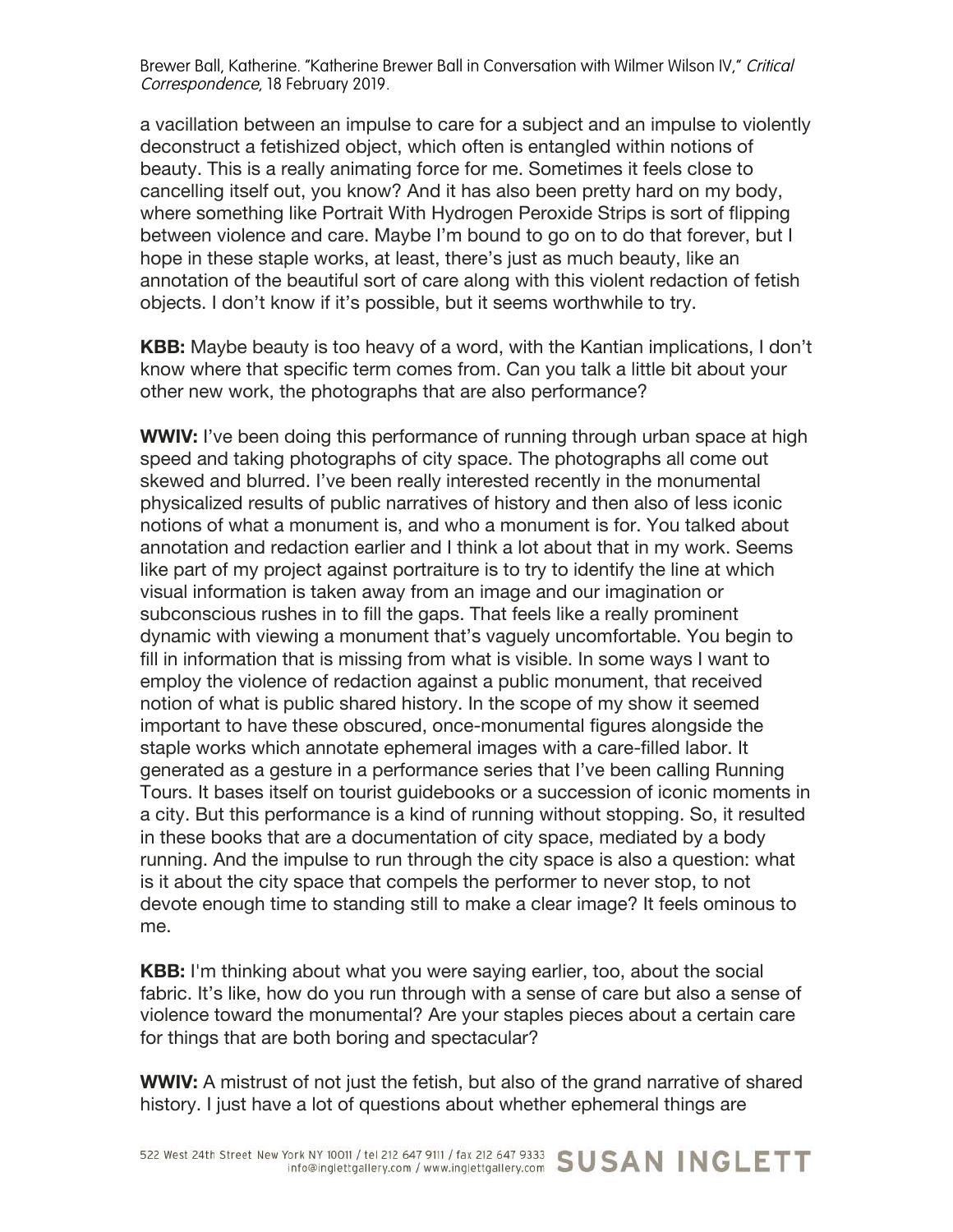a vacillation between an impulse to care for a subject and an impulse to violently deconstruct a fetishized object, which often is entangled within notions of beauty. This is a really animating force for me. Sometimes it feels close to cancelling itself out, you know? And it has also been pretty hard on my body, where something like Portrait With Hydrogen Peroxide Strips is sort of flipping between violence and care. Maybe I'm bound to go on to do that forever, but I hope in these staple works, at least, there's just as much beauty, like an annotation of the beautiful sort of care along with this violent redaction of fetish objects. I don't know if it's possible, but it seems worthwhile to try.

**KBB:** Maybe beauty is too heavy of a word, with the Kantian implications, I don't know where that specific term comes from. Can you talk a little bit about your other new work, the photographs that are also performance?

**WWIV:** I've been doing this performance of running through urban space at high speed and taking photographs of city space. The photographs all come out skewed and blurred. I've been really interested recently in the monumental physicalized results of public narratives of history and then also of less iconic notions of what a monument is, and who a monument is for. You talked about annotation and redaction earlier and I think a lot about that in my work. Seems like part of my project against portraiture is to try to identify the line at which visual information is taken away from an image and our imagination or subconscious rushes in to fill the gaps. That feels like a really prominent dynamic with viewing a monument that's vaguely uncomfortable. You begin to fill in information that is missing from what is visible. In some ways I want to employ the violence of redaction against a public monument, that received notion of what is public shared history. In the scope of my show it seemed important to have these obscured, once-monumental figures alongside the staple works which annotate ephemeral images with a care-filled labor. It generated as a gesture in a performance series that I've been calling Running Tours. It bases itself on tourist guidebooks or a succession of iconic moments in a city. But this performance is a kind of running without stopping. So, it resulted in these books that are a documentation of city space, mediated by a body running. And the impulse to run through the city space is also a question: what is it about the city space that compels the performer to never stop, to not devote enough time to standing still to make a clear image? It feels ominous to me.

**KBB:** I'm thinking about what you were saying earlier, too, about the social fabric. It's like, how do you run through with a sense of care but also a sense of violence toward the monumental? Are your staples pieces about a certain care for things that are both boring and spectacular?

**WWIV:** A mistrust of not just the fetish, but also of the grand narrative of shared history. I just have a lot of questions about whether ephemeral things are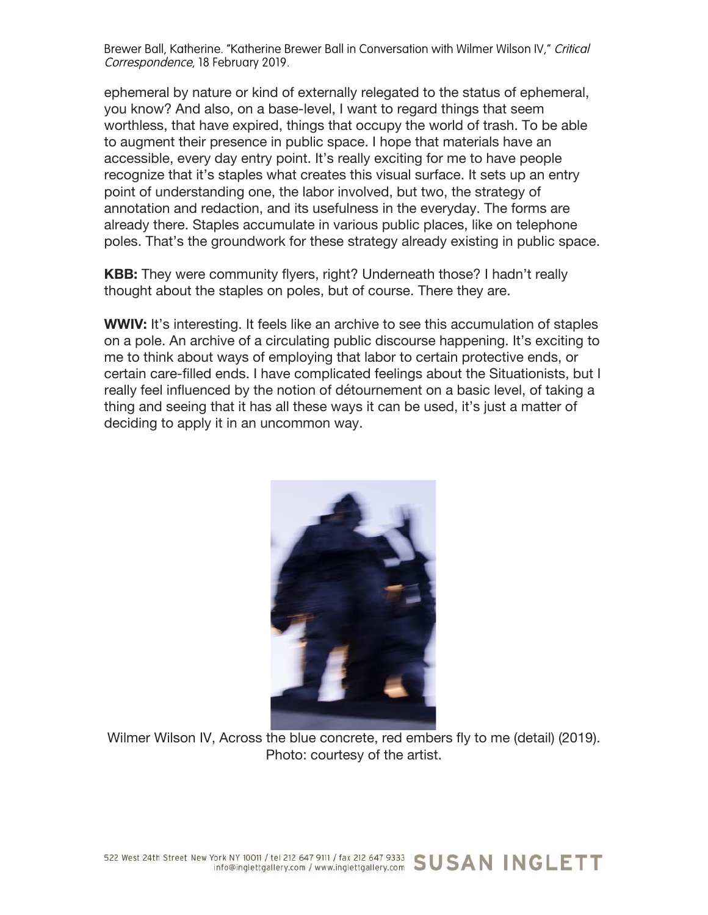ephemeral by nature or kind of externally relegated to the status of ephemeral, you know? And also, on a base-level, I want to regard things that seem worthless, that have expired, things that occupy the world of trash. To be able to augment their presence in public space. I hope that materials have an accessible, every day entry point. It's really exciting for me to have people recognize that it's staples what creates this visual surface. It sets up an entry point of understanding one, the labor involved, but two, the strategy of annotation and redaction, and its usefulness in the everyday. The forms are already there. Staples accumulate in various public places, like on telephone poles. That's the groundwork for these strategy already existing in public space.

**KBB:** They were community flyers, right? Underneath those? I hadn't really thought about the staples on poles, but of course. There they are.

**WWIV:** It's interesting. It feels like an archive to see this accumulation of staples on a pole. An archive of a circulating public discourse happening. It's exciting to me to think about ways of employing that labor to certain protective ends, or certain care-filled ends. I have complicated feelings about the Situationists, but I really feel influenced by the notion of détournement on a basic level, of taking a thing and seeing that it has all these ways it can be used, it's just a matter of deciding to apply it in an uncommon way.

Wilmer Wilson IV, Across the blue concrete, red embers fly to me (detail) (2019). Photo: courtesy of the artist.